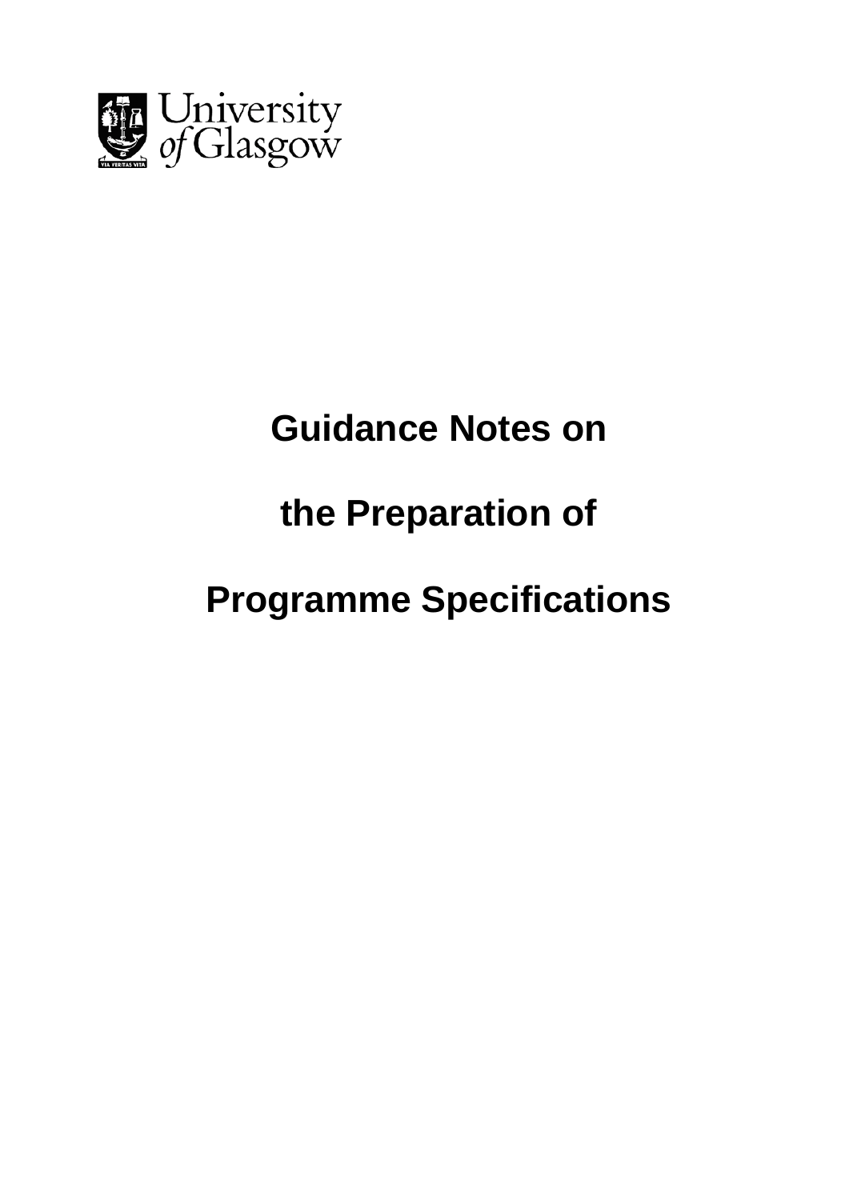University of Glasgow

# Guidance Notes on the Preparation of Programme Specifications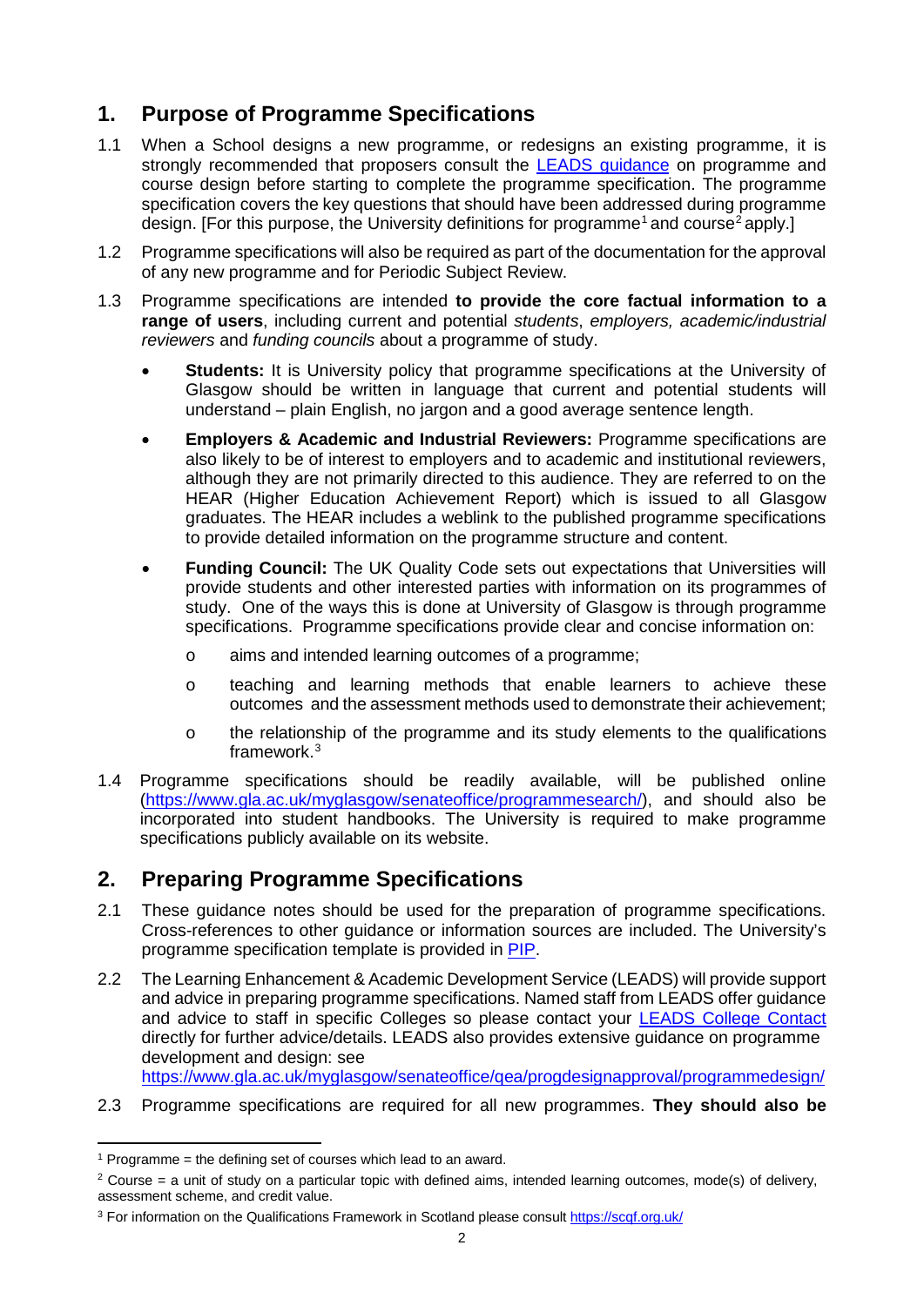## 1. Purpose of Programme Specifications

1.1 When a School designs a new programme, or redesigns an existing programme, it is strongly recommended that proposers consult the LEADS guidance on programme and course design before starting to complete the programme specification. The programme specification covers the key questions that should have been addressed during programme design. [For this purpose, the University definitions for programme[1] and course[2] apply.]

1.2 Programme specifications will also be required as part of the documentation for the approval of any new programme and for Periodic Subject Review.

1.3 Programme specifications are intended **to provide the core factual information to a range of users**, including current and potential *students*, *employers, academic/industrial reviewers* and *funding councils* about a programme of study.

- **Students:** It is University policy that programme specifications at the University of Glasgow should be written in language that current and potential students will understand – plain English, no jargon and a good average sentence length.
- **Employers & Academic and Industrial Reviewers:** Programme specifications are also likely to be of interest to employers and to academic and institutional reviewers, although they are not primarily directed to this audience. They are referred to on the HEAR (Higher Education Achievement Report) which is issued to all Glasgow graduates. The HEAR includes a weblink to the published programme specifications to provide detailed information on the programme structure and content.
- **Funding Council:** The UK Quality Code sets out expectations that Universities will provide students and other interested parties with information on its programmes of study. One of the ways this is done at University of Glasgow is through programme specifications. Programme specifications provide clear and concise information on:
  - aims and intended learning outcomes of a programme;
  - teaching and learning methods that enable learners to achieve these outcomes and the assessment methods used to demonstrate their achievement;
  - the relationship of the programme and its study elements to the qualifications framework.[3]

1.4 Programme specifications should be readily available, will be published online (https://www.gla.ac.uk/myglasgow/senateoffice/programmesearch/), and should also be incorporated into student handbooks. The University is required to make programme specifications publicly available on its website.

## 2. Preparing Programme Specifications

2.1 These guidance notes should be used for the preparation of programme specifications. Cross-references to other guidance or information sources are included. The University's programme specification template is provided in PIP.

2.2 The Learning Enhancement & Academic Development Service (LEADS) will provide support and advice in preparing programme specifications. Named staff from LEADS offer guidance and advice to staff in specific Colleges so please contact your LEADS College Contact directly for further advice/details. LEADS also provides extensive guidance on programme development and design: see https://www.gla.ac.uk/myglasgow/senateoffice/qea/progdesignapproval/programmedesign/

2.3 Programme specifications are required for all new programmes. **They should also be**

---

[1] Programme = the defining set of courses which lead to an award.

[2] Course = a unit of study on a particular topic with defined aims, intended learning outcomes, mode(s) of delivery, assessment scheme, and credit value.

[3] For information on the Qualifications Framework in Scotland please consult https://scqf.org.uk/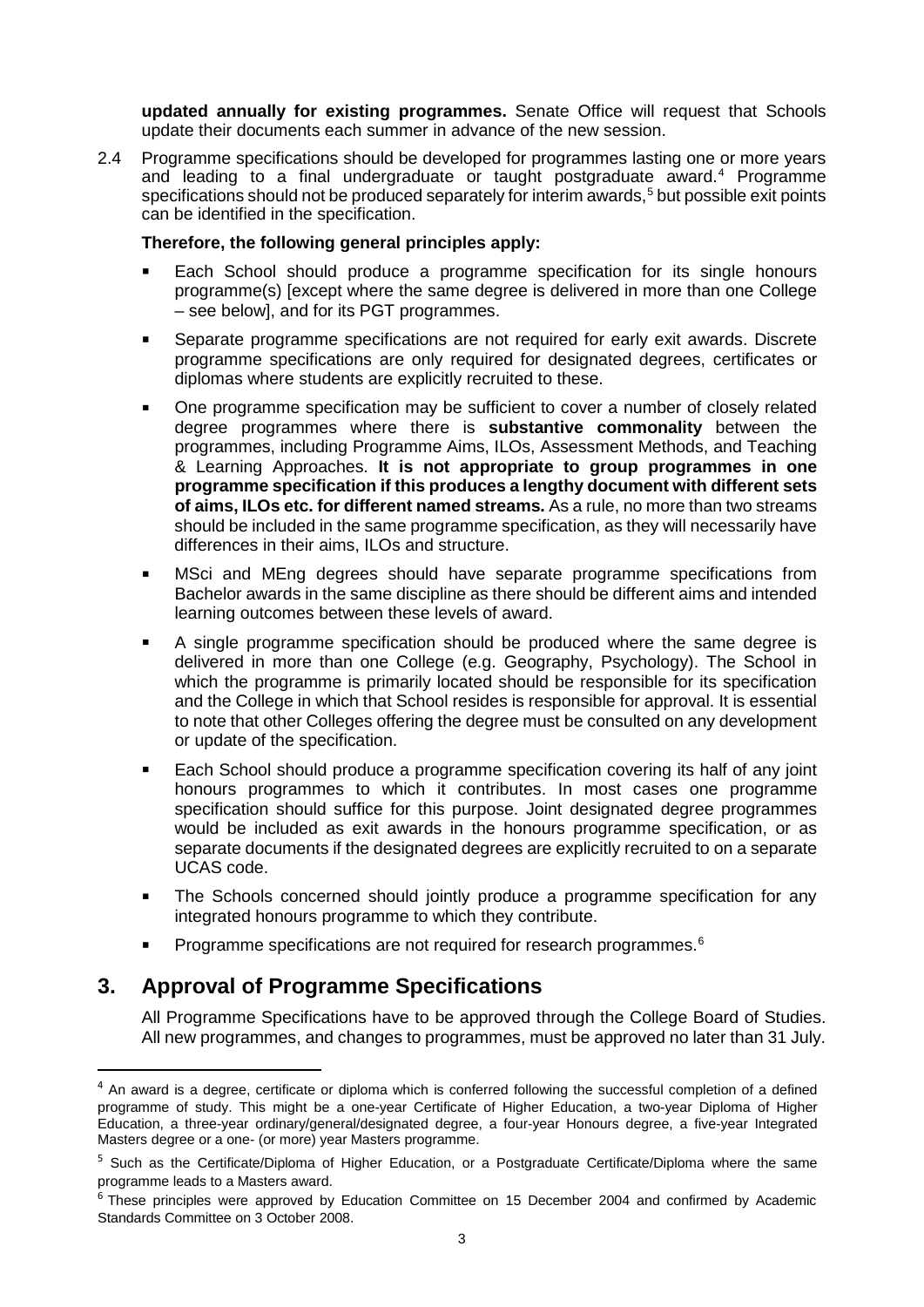**updated annually for existing programmes.** Senate Office will request that Schools update their documents each summer in advance of the new session.

2.4 Programme specifications should be developed for programmes lasting one or more years and leading to a final undergraduate or taught postgraduate award.[4] Programme specifications should not be produced separately for interim awards,[5] but possible exit points can be identified in the specification.

**Therefore, the following general principles apply:**

- Each School should produce a programme specification for its single honours programme(s) [except where the same degree is delivered in more than one College – see below], and for its PGT programmes.
- Separate programme specifications are not required for early exit awards. Discrete programme specifications are only required for designated degrees, certificates or diplomas where students are explicitly recruited to these.
- One programme specification may be sufficient to cover a number of closely related degree programmes where there is **substantive commonality** between the programmes, including Programme Aims, ILOs, Assessment Methods, and Teaching & Learning Approaches. **It is not appropriate to group programmes in one programme specification if this produces a lengthy document with different sets of aims, ILOs etc. for different named streams.** As a rule, no more than two streams should be included in the same programme specification, as they will necessarily have differences in their aims, ILOs and structure.
- MSci and MEng degrees should have separate programme specifications from Bachelor awards in the same discipline as there should be different aims and intended learning outcomes between these levels of award.
- A single programme specification should be produced where the same degree is delivered in more than one College (e.g. Geography, Psychology). The School in which the programme is primarily located should be responsible for its specification and the College in which that School resides is responsible for approval. It is essential to note that other Colleges offering the degree must be consulted on any development or update of the specification.
- Each School should produce a programme specification covering its half of any joint honours programmes to which it contributes. In most cases one programme specification should suffice for this purpose. Joint designated degree programmes would be included as exit awards in the honours programme specification, or as separate documents if the designated degrees are explicitly recruited to on a separate UCAS code.
- The Schools concerned should jointly produce a programme specification for any integrated honours programme to which they contribute.
- Programme specifications are not required for research programmes.[6]

## 3. Approval of Programme Specifications

All Programme Specifications have to be approved through the College Board of Studies. All new programmes, and changes to programmes, must be approved no later than 31 July.

---

[4] An award is a degree, certificate or diploma which is conferred following the successful completion of a defined programme of study. This might be a one-year Certificate of Higher Education, a two-year Diploma of Higher Education, a three-year ordinary/general/designated degree, a four-year Honours degree, a five-year Integrated Masters degree or a one- (or more) year Masters programme.

[5] Such as the Certificate/Diploma of Higher Education, or a Postgraduate Certificate/Diploma where the same programme leads to a Masters award.

[6] These principles were approved by Education Committee on 15 December 2004 and confirmed by Academic Standards Committee on 3 October 2008.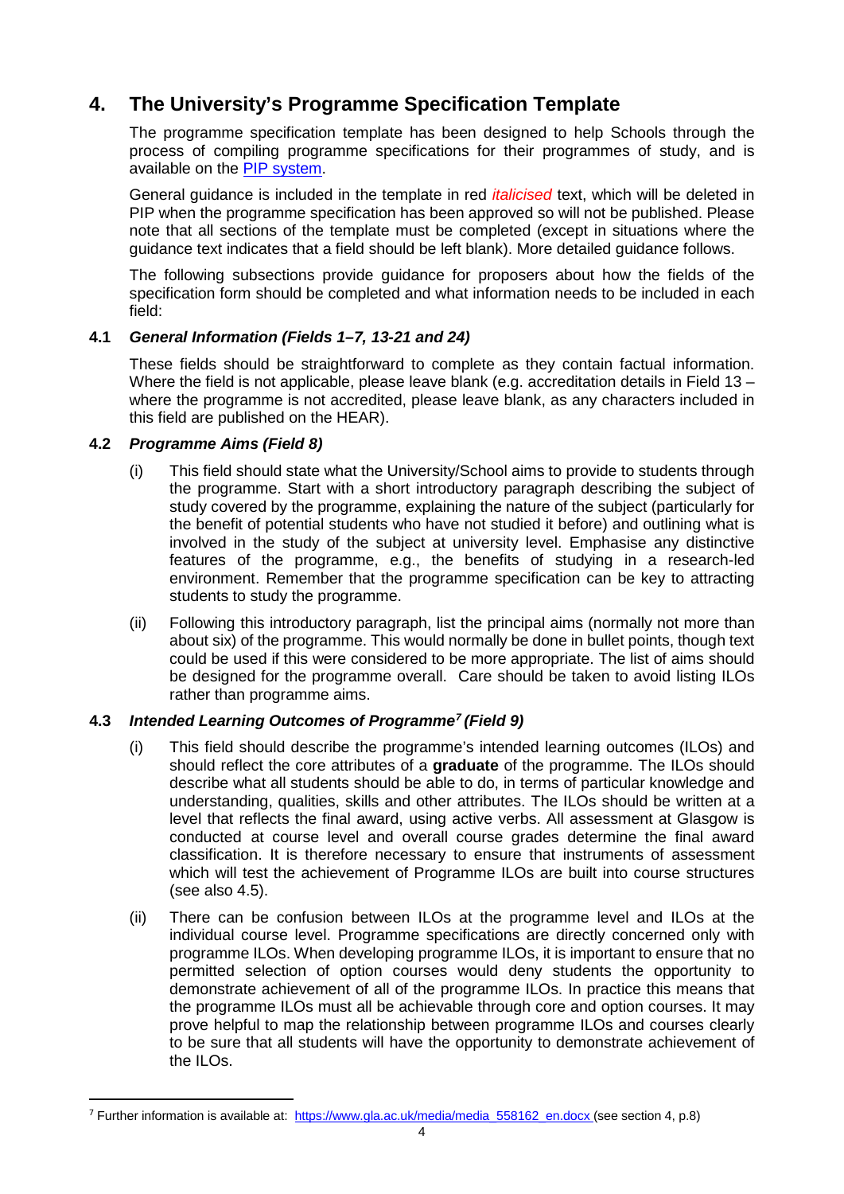# 4. The University's Programme Specification Template

The programme specification template has been designed to help Schools through the process of compiling programme specifications for their programmes of study, and is available on the [PIP system](PIP system).

General guidance is included in the template in red *italicised* text, which will be deleted in PIP when the programme specification has been approved so will not be published. Please note that all sections of the template must be completed (except in situations where the guidance text indicates that a field should be left blank). More detailed guidance follows.

The following subsections provide guidance for proposers about how the fields of the specification form should be completed and what information needs to be included in each field:

## 4.1 *General Information (Fields 1–7, 13-21 and 24)*

These fields should be straightforward to complete as they contain factual information. Where the field is not applicable, please leave blank (e.g. accreditation details in Field 13 – where the programme is not accredited, please leave blank, as any characters included in this field are published on the HEAR).

## 4.2 *Programme Aims (Field 8)*

(i) This field should state what the University/School aims to provide to students through the programme. Start with a short introductory paragraph describing the subject of study covered by the programme, explaining the nature of the subject (particularly for the benefit of potential students who have not studied it before) and outlining what is involved in the study of the subject at university level. Emphasise any distinctive features of the programme, e.g., the benefits of studying in a research-led environment. Remember that the programme specification can be key to attracting students to study the programme.

(ii) Following this introductory paragraph, list the principal aims (normally not more than about six) of the programme. This would normally be done in bullet points, though text could be used if this were considered to be more appropriate. The list of aims should be designed for the programme overall. Care should be taken to avoid listing ILOs rather than programme aims.

## 4.3 *Intended Learning Outcomes of Programme[7] (Field 9)*

(i) This field should describe the programme's intended learning outcomes (ILOs) and should reflect the core attributes of a **graduate** of the programme. The ILOs should describe what all students should be able to do, in terms of particular knowledge and understanding, qualities, skills and other attributes. The ILOs should be written at a level that reflects the final award, using active verbs. All assessment at Glasgow is conducted at course level and overall course grades determine the final award classification. It is therefore necessary to ensure that instruments of assessment which will test the achievement of Programme ILOs are built into course structures (see also 4.5).

(ii) There can be confusion between ILOs at the programme level and ILOs at the individual course level. Programme specifications are directly concerned only with programme ILOs. When developing programme ILOs, it is important to ensure that no permitted selection of option courses would deny students the opportunity to demonstrate achievement of all of the programme ILOs. In practice this means that the programme ILOs must all be achievable through core and option courses. It may prove helpful to map the relationship between programme ILOs and courses clearly to be sure that all students will have the opportunity to demonstrate achievement of the ILOs.

---

[7] Further information is available at: [https://www.gla.ac.uk/media/media_558162_en.docx](https://www.gla.ac.uk/media/media_558162_en.docx) (see section 4, p.8)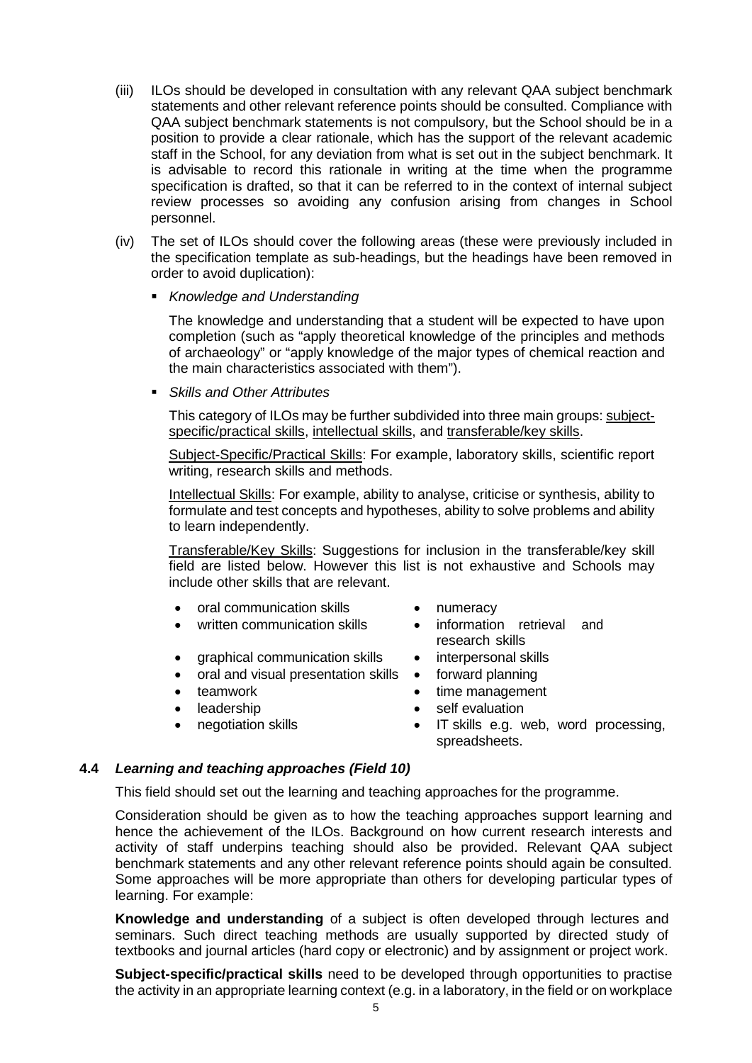(iii) ILOs should be developed in consultation with any relevant QAA subject benchmark statements and other relevant reference points should be consulted. Compliance with QAA subject benchmark statements is not compulsory, but the School should be in a position to provide a clear rationale, which has the support of the relevant academic staff in the School, for any deviation from what is set out in the subject benchmark. It is advisable to record this rationale in writing at the time when the programme specification is drafted, so that it can be referred to in the context of internal subject review processes so avoiding any confusion arising from changes in School personnel.

(iv) The set of ILOs should cover the following areas (these were previously included in the specification template as sub-headings, but the headings have been removed in order to avoid duplication):

- *Knowledge and Understanding*

  The knowledge and understanding that a student will be expected to have upon completion (such as "apply theoretical knowledge of the principles and methods of archaeology" or "apply knowledge of the major types of chemical reaction and the main characteristics associated with them").

- *Skills and Other Attributes*

  This category of ILOs may be further subdivided into three main groups: subject-specific/practical skills, intellectual skills, and transferable/key skills.

  Subject-Specific/Practical Skills: For example, laboratory skills, scientific report writing, research skills and methods.

  Intellectual Skills: For example, ability to analyse, criticise or synthesis, ability to formulate and test concepts and hypotheses, ability to solve problems and ability to learn independently.

  Transferable/Key Skills: Suggestions for inclusion in the transferable/key skill field are listed below. However this list is not exhaustive and Schools may include other skills that are relevant.

  - oral communication skills
  - written communication skills
  - graphical communication skills
  - oral and visual presentation skills
  - teamwork
  - leadership
  - negotiation skills
  - numeracy
  - information retrieval and research skills
  - interpersonal skills
  - forward planning
  - time management
  - self evaluation
  - IT skills e.g. web, word processing, spreadsheets.

### 4.4 *Learning and teaching approaches (Field 10)*

This field should set out the learning and teaching approaches for the programme.

Consideration should be given as to how the teaching approaches support learning and hence the achievement of the ILOs. Background on how current research interests and activity of staff underpins teaching should also be provided. Relevant QAA subject benchmark statements and any other relevant reference points should again be consulted. Some approaches will be more appropriate than others for developing particular types of learning. For example:

**Knowledge and understanding** of a subject is often developed through lectures and seminars. Such direct teaching methods are usually supported by directed study of textbooks and journal articles (hard copy or electronic) and by assignment or project work.

**Subject-specific/practical skills** need to be developed through opportunities to practise the activity in an appropriate learning context (e.g. in a laboratory, in the field or on workplace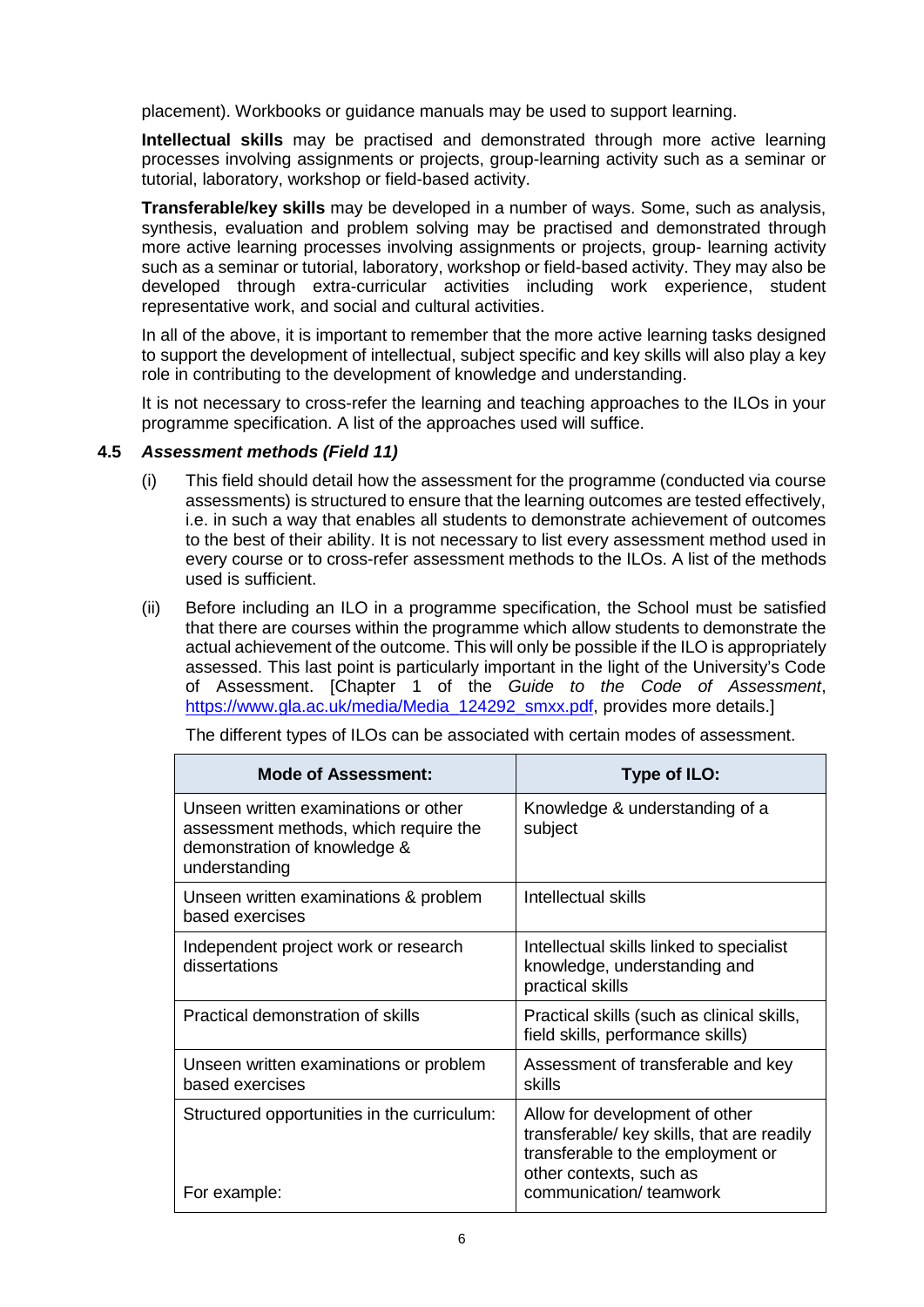placement). Workbooks or guidance manuals may be used to support learning.

**Intellectual skills** may be practised and demonstrated through more active learning processes involving assignments or projects, group-learning activity such as a seminar or tutorial, laboratory, workshop or field-based activity.

**Transferable/key skills** may be developed in a number of ways. Some, such as analysis, synthesis, evaluation and problem solving may be practised and demonstrated through more active learning processes involving assignments or projects, group- learning activity such as a seminar or tutorial, laboratory, workshop or field-based activity. They may also be developed through extra-curricular activities including work experience, student representative work, and social and cultural activities.

In all of the above, it is important to remember that the more active learning tasks designed to support the development of intellectual, subject specific and key skills will also play a key role in contributing to the development of knowledge and understanding.

It is not necessary to cross-refer the learning and teaching approaches to the ILOs in your programme specification. A list of the approaches used will suffice.

### 4.5 *Assessment methods (Field 11)*

(i) This field should detail how the assessment for the programme (conducted via course assessments) is structured to ensure that the learning outcomes are tested effectively, i.e. in such a way that enables all students to demonstrate achievement of outcomes to the best of their ability. It is not necessary to list every assessment method used in every course or to cross-refer assessment methods to the ILOs. A list of the methods used is sufficient.

(ii) Before including an ILO in a programme specification, the School must be satisfied that there are courses within the programme which allow students to demonstrate the actual achievement of the outcome. This will only be possible if the ILO is appropriately assessed. This last point is particularly important in the light of the University's Code of Assessment. [Chapter 1 of the *Guide to the Code of Assessment*, https://www.gla.ac.uk/media/Media_124292_smxx.pdf, provides more details.]

The different types of ILOs can be associated with certain modes of assessment.

| Mode of Assessment: | Type of ILO: |
|---|---|
| Unseen written examinations or other assessment methods, which require the demonstration of knowledge & understanding | Knowledge & understanding of a subject |
| Unseen written examinations & problem based exercises | Intellectual skills |
| Independent project work or research dissertations | Intellectual skills linked to specialist knowledge, understanding and practical skills |
| Practical demonstration of skills | Practical skills (such as clinical skills, field skills, performance skills) |
| Unseen written examinations or problem based exercises | Assessment of transferable and key skills |
| Structured opportunities in the curriculum: For example: | Allow for development of other transferable/ key skills, that are readily transferable to the employment or other contexts, such as communication/ teamwork |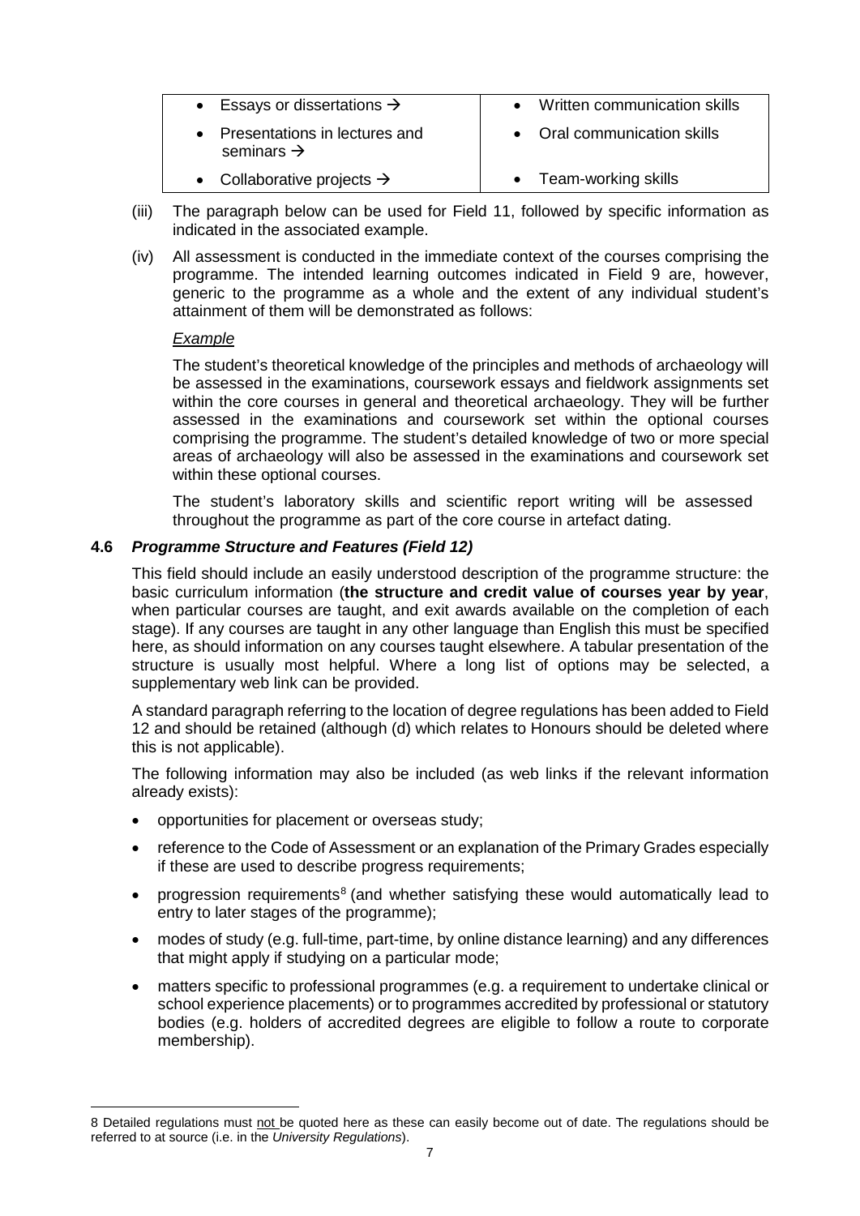| | |
|---|---|
| • Essays or dissertations → | • Written communication skills |
| • Presentations in lectures and seminars → | • Oral communication skills |
| • Collaborative projects → | • Team-working skills |

(iii) The paragraph below can be used for Field 11, followed by specific information as indicated in the associated example.

(iv) All assessment is conducted in the immediate context of the courses comprising the programme. The intended learning outcomes indicated in Field 9 are, however, generic to the programme as a whole and the extent of any individual student's attainment of them will be demonstrated as follows:

*Example*

The student's theoretical knowledge of the principles and methods of archaeology will be assessed in the examinations, coursework essays and fieldwork assignments set within the core courses in general and theoretical archaeology. They will be further assessed in the examinations and coursework set within the optional courses comprising the programme. The student's detailed knowledge of two or more special areas of archaeology will also be assessed in the examinations and coursework set within these optional courses.

The student's laboratory skills and scientific report writing will be assessed throughout the programme as part of the core course in artefact dating.

### 4.6 *Programme Structure and Features (Field 12)*

This field should include an easily understood description of the programme structure: the basic curriculum information (**the structure and credit value of courses year by year**, when particular courses are taught, and exit awards available on the completion of each stage). If any courses are taught in any other language than English this must be specified here, as should information on any courses taught elsewhere. A tabular presentation of the structure is usually most helpful. Where a long list of options may be selected, a supplementary web link can be provided.

A standard paragraph referring to the location of degree regulations has been added to Field 12 and should be retained (although (d) which relates to Honours should be deleted where this is not applicable).

The following information may also be included (as web links if the relevant information already exists):

- opportunities for placement or overseas study;
- reference to the Code of Assessment or an explanation of the Primary Grades especially if these are used to describe progress requirements;
- progression requirements[8] (and whether satisfying these would automatically lead to entry to later stages of the programme);
- modes of study (e.g. full-time, part-time, by online distance learning) and any differences that might apply if studying on a particular mode;
- matters specific to professional programmes (e.g. a requirement to undertake clinical or school experience placements) or to programmes accredited by professional or statutory bodies (e.g. holders of accredited degrees are eligible to follow a route to corporate membership).

---

8 Detailed regulations must not be quoted here as these can easily become out of date. The regulations should be referred to at source (i.e. in the *University Regulations*).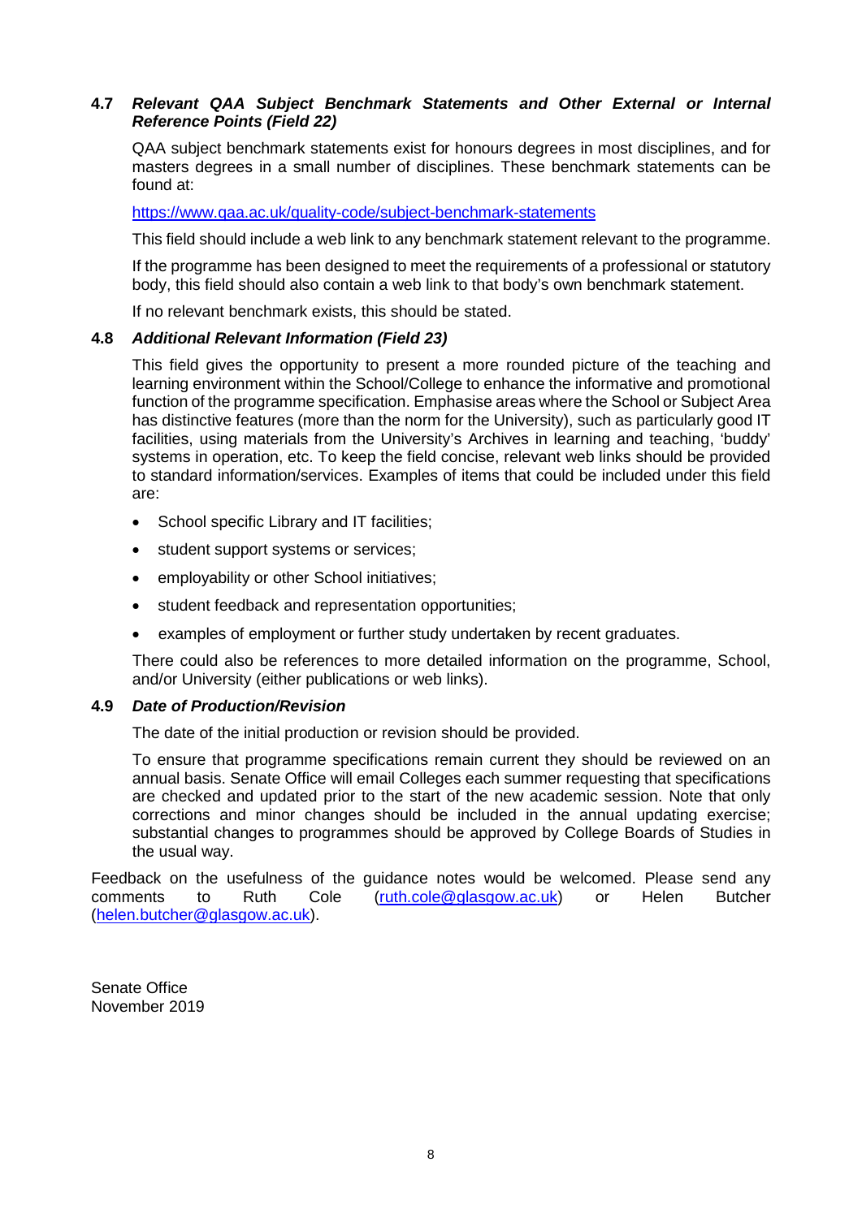### 4.7 *Relevant QAA Subject Benchmark Statements and Other External or Internal Reference Points (Field 22)*

QAA subject benchmark statements exist for honours degrees in most disciplines, and for masters degrees in a small number of disciplines. These benchmark statements can be found at:

https://www.qaa.ac.uk/quality-code/subject-benchmark-statements

This field should include a web link to any benchmark statement relevant to the programme.

If the programme has been designed to meet the requirements of a professional or statutory body, this field should also contain a web link to that body's own benchmark statement.

If no relevant benchmark exists, this should be stated.

### 4.8 *Additional Relevant Information (Field 23)*

This field gives the opportunity to present a more rounded picture of the teaching and learning environment within the School/College to enhance the informative and promotional function of the programme specification. Emphasise areas where the School or Subject Area has distinctive features (more than the norm for the University), such as particularly good IT facilities, using materials from the University's Archives in learning and teaching, 'buddy' systems in operation, etc. To keep the field concise, relevant web links should be provided to standard information/services. Examples of items that could be included under this field are:

- School specific Library and IT facilities;
- student support systems or services;
- employability or other School initiatives;
- student feedback and representation opportunities;
- examples of employment or further study undertaken by recent graduates.

There could also be references to more detailed information on the programme, School, and/or University (either publications or web links).

### 4.9 *Date of Production/Revision*

The date of the initial production or revision should be provided.

To ensure that programme specifications remain current they should be reviewed on an annual basis. Senate Office will email Colleges each summer requesting that specifications are checked and updated prior to the start of the new academic session. Note that only corrections and minor changes should be included in the annual updating exercise; substantial changes to programmes should be approved by College Boards of Studies in the usual way.

Feedback on the usefulness of the guidance notes would be welcomed. Please send any comments to Ruth Cole (ruth.cole@glasgow.ac.uk) or Helen Butcher (helen.butcher@glasgow.ac.uk).

Senate Office
November 2019